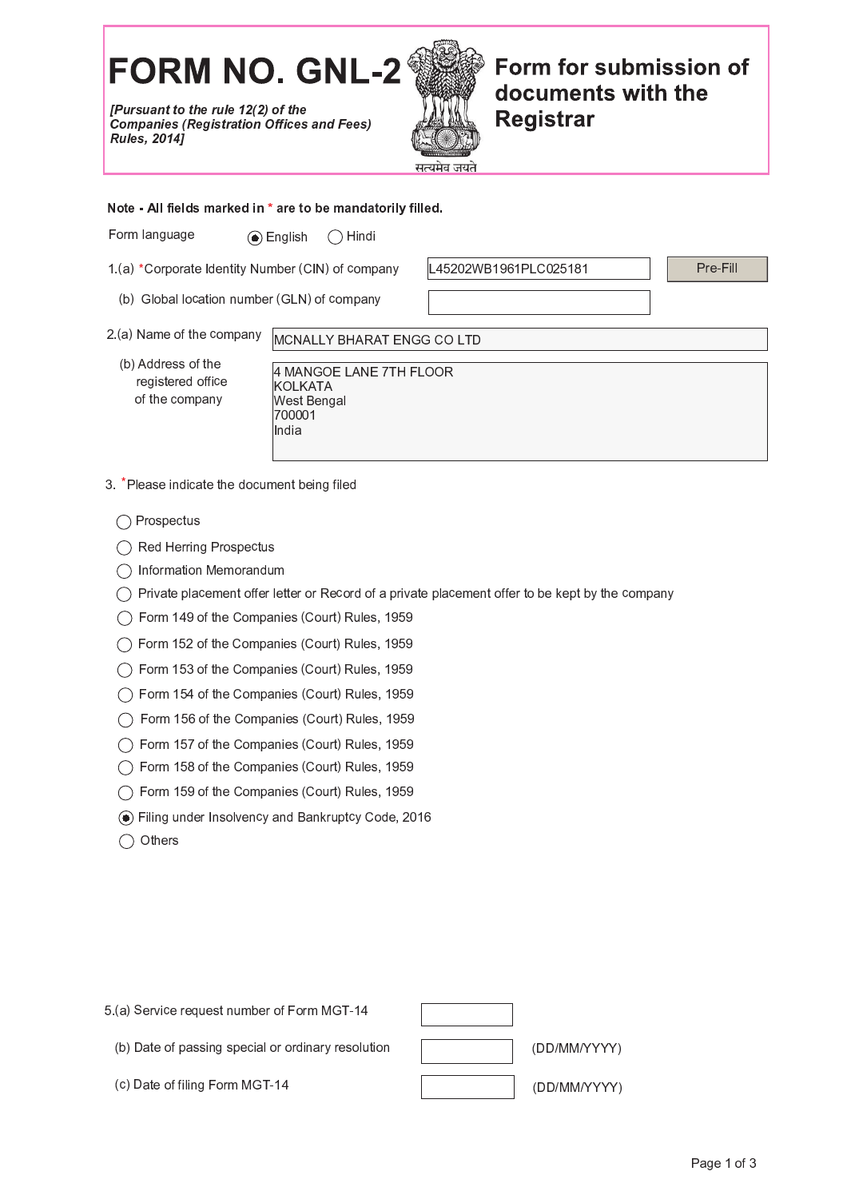# FORM NO. GNL-2

*[Pursuant to the rule 12(2) of the Companies (Registration Offices and Fees) Rules, 2014]*

## Form for submission of documents with the Registrar

सत्यमेव जयते

**Note - All fields marked in * are to be mandatorily filled.**

Form language (●) English ( ) Hindi

1.(a) *Corporate Identity Number (CIN) of company: L45202WB1961PLC025181 [Pre-Fill]

(b) Global location number (GLN) of company:

2.(a) Name of the company: MCNALLY BHARAT ENGG CO LTD

(b) Address of the registered office of the company:

4 MANGOE LANE 7TH FLOOR
KOLKATA
West Bengal
700001
India

3. *Please indicate the document being filed

- ( ) Prospectus
- ( ) Red Herring Prospectus
- ( ) Information Memorandum
- ( ) Private placement offer letter or Record of a private placement offer to be kept by the company
- ( ) Form 149 of the Companies (Court) Rules, 1959
- ( ) Form 152 of the Companies (Court) Rules, 1959
- ( ) Form 153 of the Companies (Court) Rules, 1959
- ( ) Form 154 of the Companies (Court) Rules, 1959
- ( ) Form 156 of the Companies (Court) Rules, 1959
- ( ) Form 157 of the Companies (Court) Rules, 1959
- ( ) Form 158 of the Companies (Court) Rules, 1959
- ( ) Form 159 of the Companies (Court) Rules, 1959
- (●) Filing under Insolvency and Bankruptcy Code, 2016
- ( ) Others

5.(a) Service request number of Form MGT-14:

(b) Date of passing special or ordinary resolution: (DD/MM/YYYY)

(c) Date of filing Form MGT-14: (DD/MM/YYYY)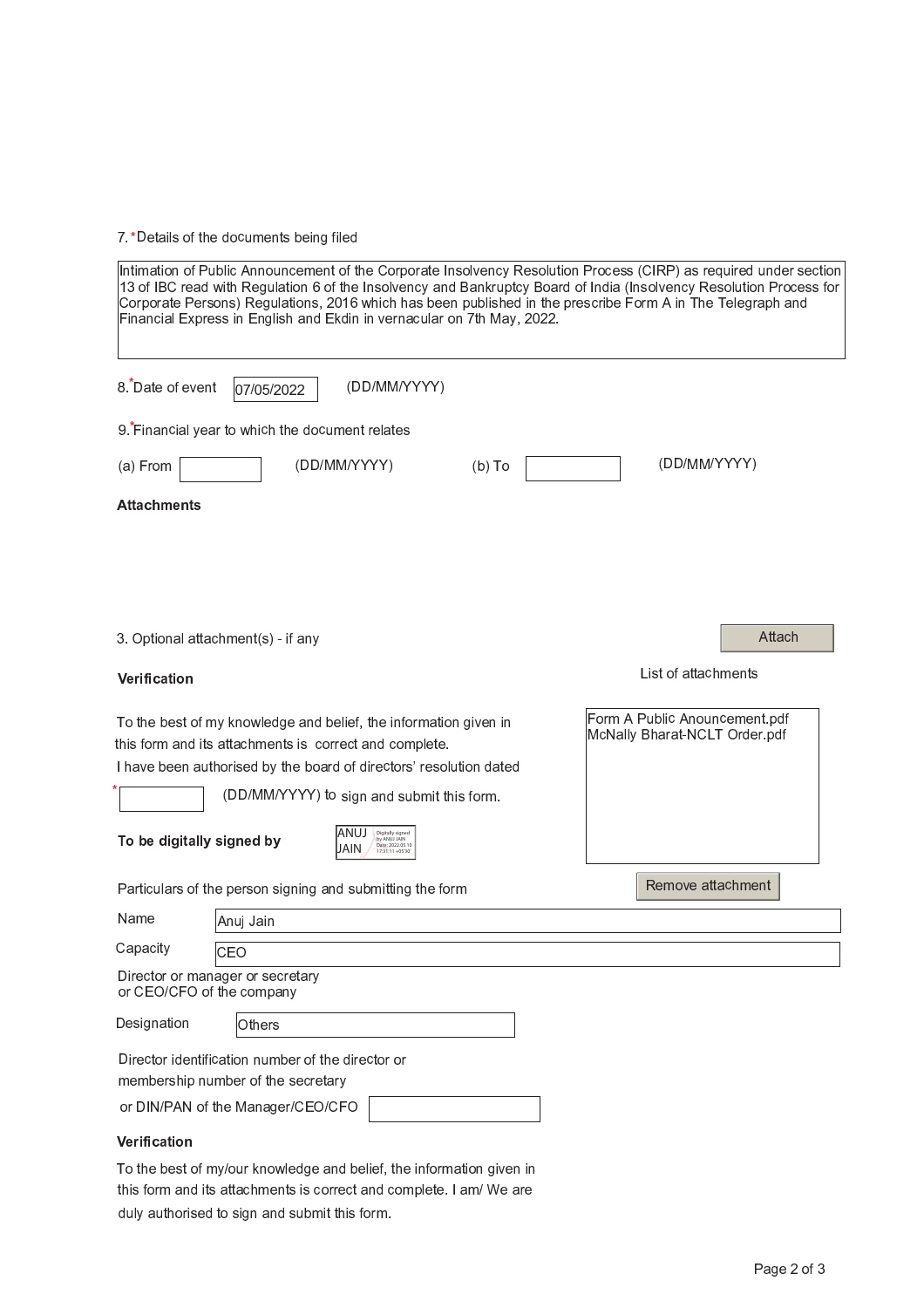7. *Details of the documents being filed

Intimation of Public Announcement of the Corporate Insolvency Resolution Process (CIRP) as required under section 13 of IBC read with Regulation 6 of the Insolvency and Bankruptcy Board of India (Insolvency Resolution Process for Corporate Persons) Regulations, 2016 which has been published in the prescribe Form A in The Telegraph and Financial Express in English and Ekdin in vernacular on 7th May, 2022.

8. *Date of event 07/05/2022 (DD/MM/YYYY)

9. *Financial year to which the document relates

(a) From ______ (DD/MM/YYYY) (b) To ______ (DD/MM/YYYY)

**Attachments**

3. Optional attachment(s) - if any

Attach

List of attachments

- Form A Public Anouncement.pdf
- McNally Bharat-NCLT Order.pdf

Remove attachment

**Verification**

To the best of my knowledge and belief, the information given in this form and its attachments is correct and complete.

I have been authorised by the board of directors' resolution dated

* ______ (DD/MM/YYYY) to sign and submit this form.

**To be digitally signed by** ANUJ JAIN (Digitally signed by ANUJ JAIN Date: 2022.05.10 17:31:11 +05'30')

Particulars of the person signing and submitting the form

Name: Anuj Jain

Capacity: CEO

Director or manager or secretary or CEO/CFO of the company

Designation: Others

Director identification number of the director or membership number of the secretary or DIN/PAN of the Manager/CEO/CFO: ______

**Verification**

To the best of my/our knowledge and belief, the information given in this form and its attachments is correct and complete. I am/ We are duly authorised to sign and submit this form.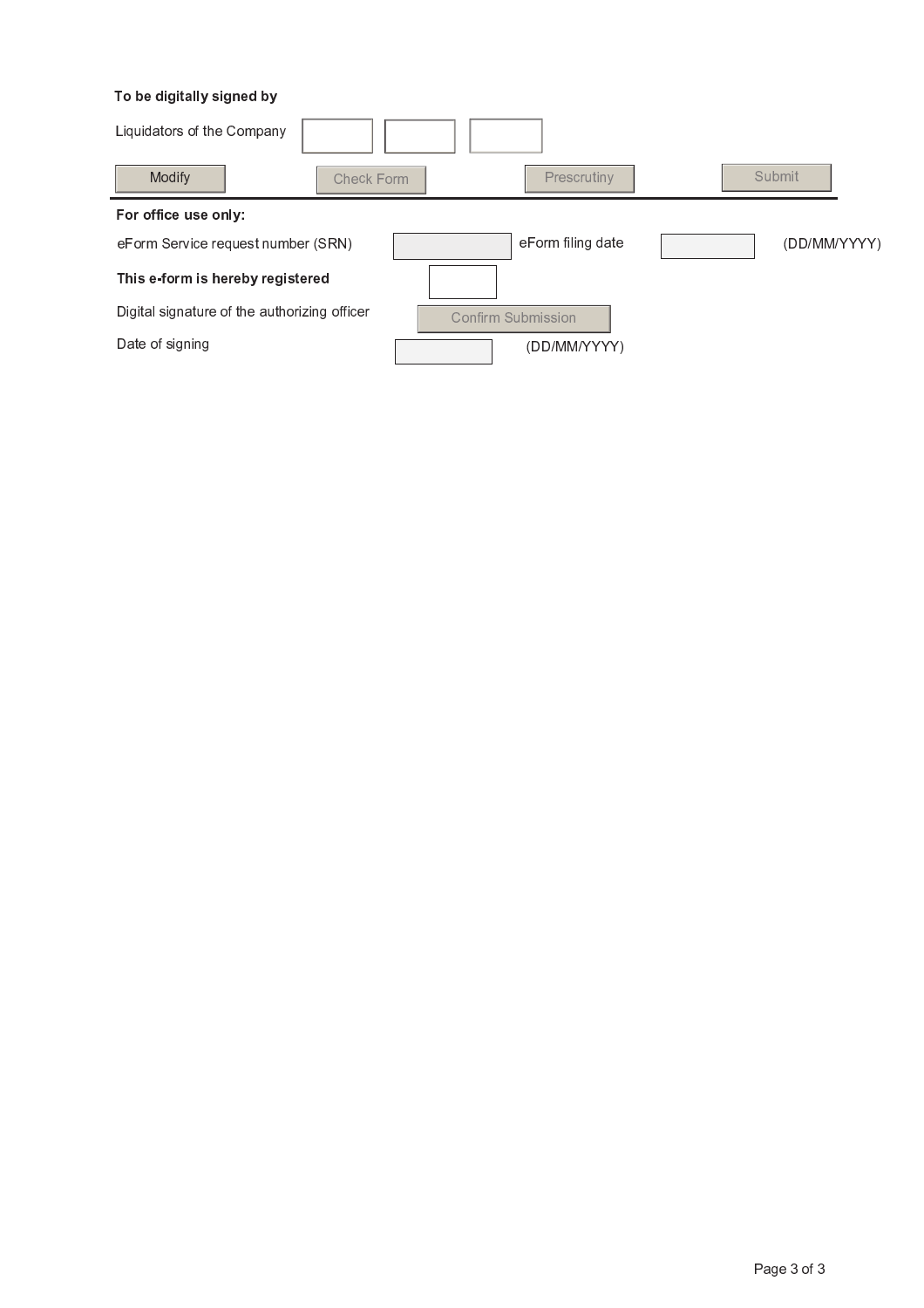**To be digitally signed by**

Liquidators of the Company

Modify | Check Form | Prescrutiny | Submit

---

**For office use only:**

eForm Service request number (SRN) | eForm filing date (DD/MM/YYYY)

**This e-form is hereby registered**

Digital signature of the authorizing officer | Confirm Submission

Date of signing (DD/MM/YYYY)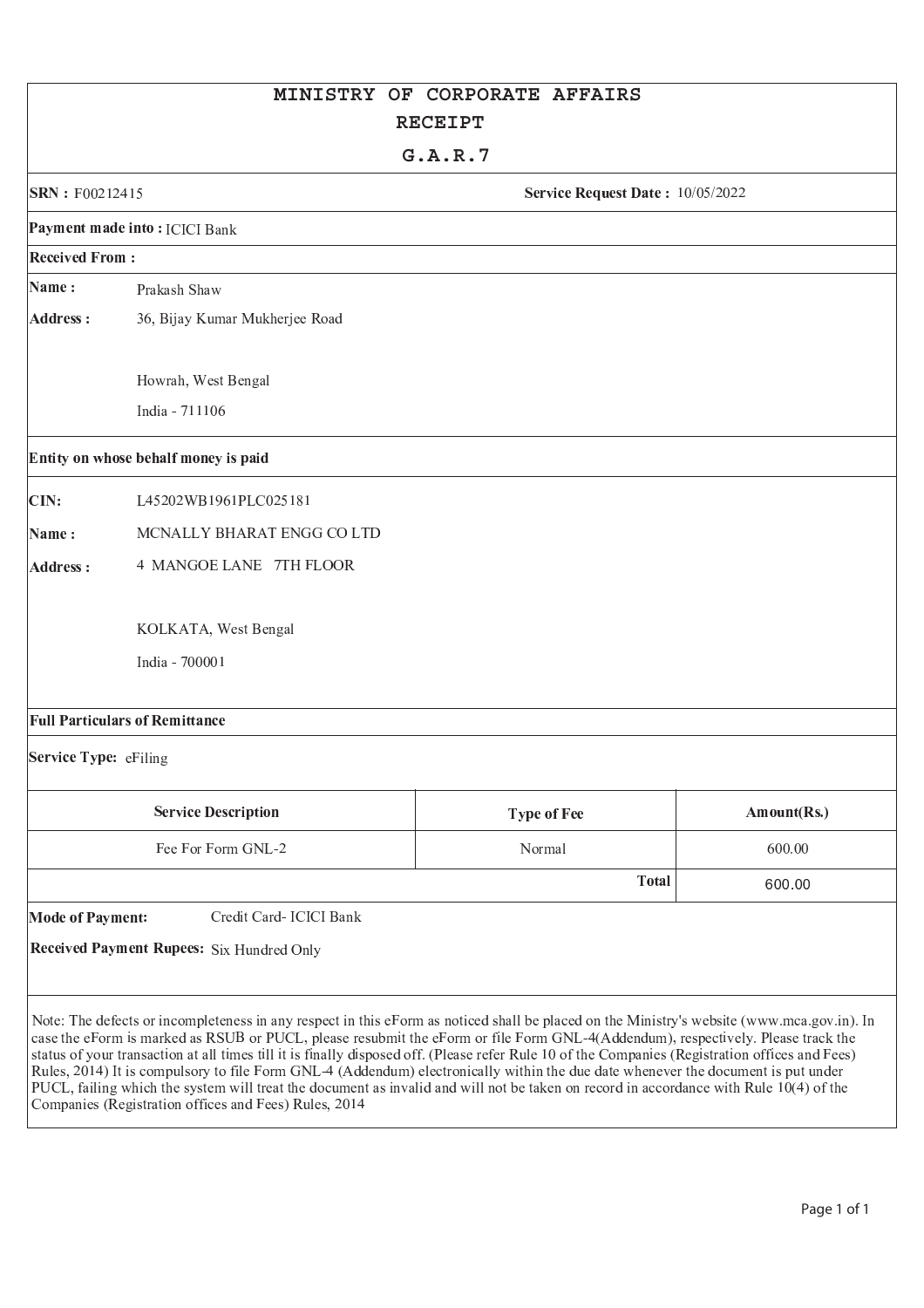# MINISTRY OF CORPORATE AFFAIRS
## RECEIPT
### G.A.R.7

**SRN :** F00212415 **Service Request Date :** 10/05/2022

**Payment made into :** ICICI Bank

**Received From :**

**Name :** Prakash Shaw

**Address :** 36, Bijay Kumar Mukherjee Road

Howrah, West Bengal

India - 711106

**Entity on whose behalf money is paid**

**CIN:** L45202WB1961PLC025181

**Name :** MCNALLY BHARAT ENGG CO LTD

**Address :** 4 MANGOE LANE 7TH FLOOR

KOLKATA, West Bengal

India - 700001

**Full Particulars of Remittance**

**Service Type:** eFiling

| Service Description | Type of Fee | Amount(Rs.) |
|---|---|---|
| Fee For Form GNL-2 | Normal | 600.00 |
| | **Total** | 600.00 |

**Mode of Payment:** Credit Card- ICICI Bank

**Received Payment Rupees:** Six Hundred Only

Note: The defects or incompleteness in any respect in this eForm as noticed shall be placed on the Ministry's website (www.mca.gov.in). In case the eForm is marked as RSUB or PUCL, please resubmit the eForm or file Form GNL-4(Addendum), respectively. Please track the status of your transaction at all times till it is finally disposed off. (Please refer Rule 10 of the Companies (Registration offices and Fees) Rules, 2014) It is compulsory to file Form GNL-4 (Addendum) electronically within the due date whenever the document is put under PUCL, failing which the system will treat the document as invalid and will not be taken on record in accordance with Rule 10(4) of the Companies (Registration offices and Fees) Rules, 2014